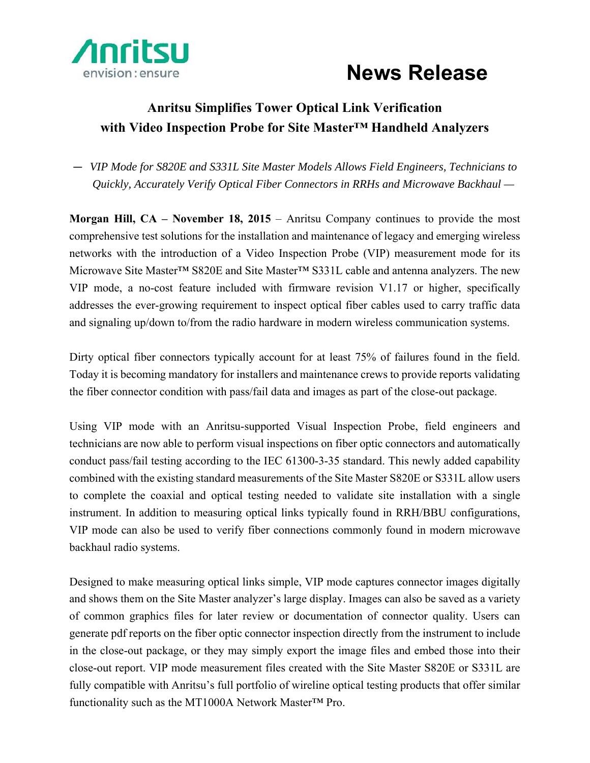Anritsu
envision : ensure

# News Release

## Anritsu Simplifies Tower Optical Link Verification with Video Inspection Probe for Site Master™ Handheld Analyzers

*— VIP Mode for S820E and S331L Site Master Models Allows Field Engineers, Technicians to Quickly, Accurately Verify Optical Fiber Connectors in RRHs and Microwave Backhaul —*

**Morgan Hill, CA – November 18, 2015** – Anritsu Company continues to provide the most comprehensive test solutions for the installation and maintenance of legacy and emerging wireless networks with the introduction of a Video Inspection Probe (VIP) measurement mode for its Microwave Site Master™ S820E and Site Master™ S331L cable and antenna analyzers. The new VIP mode, a no-cost feature included with firmware revision V1.17 or higher, specifically addresses the ever-growing requirement to inspect optical fiber cables used to carry traffic data and signaling up/down to/from the radio hardware in modern wireless communication systems.

Dirty optical fiber connectors typically account for at least 75% of failures found in the field. Today it is becoming mandatory for installers and maintenance crews to provide reports validating the fiber connector condition with pass/fail data and images as part of the close-out package.

Using VIP mode with an Anritsu-supported Visual Inspection Probe, field engineers and technicians are now able to perform visual inspections on fiber optic connectors and automatically conduct pass/fail testing according to the IEC 61300-3-35 standard. This newly added capability combined with the existing standard measurements of the Site Master S820E or S331L allow users to complete the coaxial and optical testing needed to validate site installation with a single instrument. In addition to measuring optical links typically found in RRH/BBU configurations, VIP mode can also be used to verify fiber connections commonly found in modern microwave backhaul radio systems.

Designed to make measuring optical links simple, VIP mode captures connector images digitally and shows them on the Site Master analyzer's large display. Images can also be saved as a variety of common graphics files for later review or documentation of connector quality. Users can generate pdf reports on the fiber optic connector inspection directly from the instrument to include in the close-out package, or they may simply export the image files and embed those into their close-out report. VIP mode measurement files created with the Site Master S820E or S331L are fully compatible with Anritsu's full portfolio of wireline optical testing products that offer similar functionality such as the MT1000A Network Master™ Pro.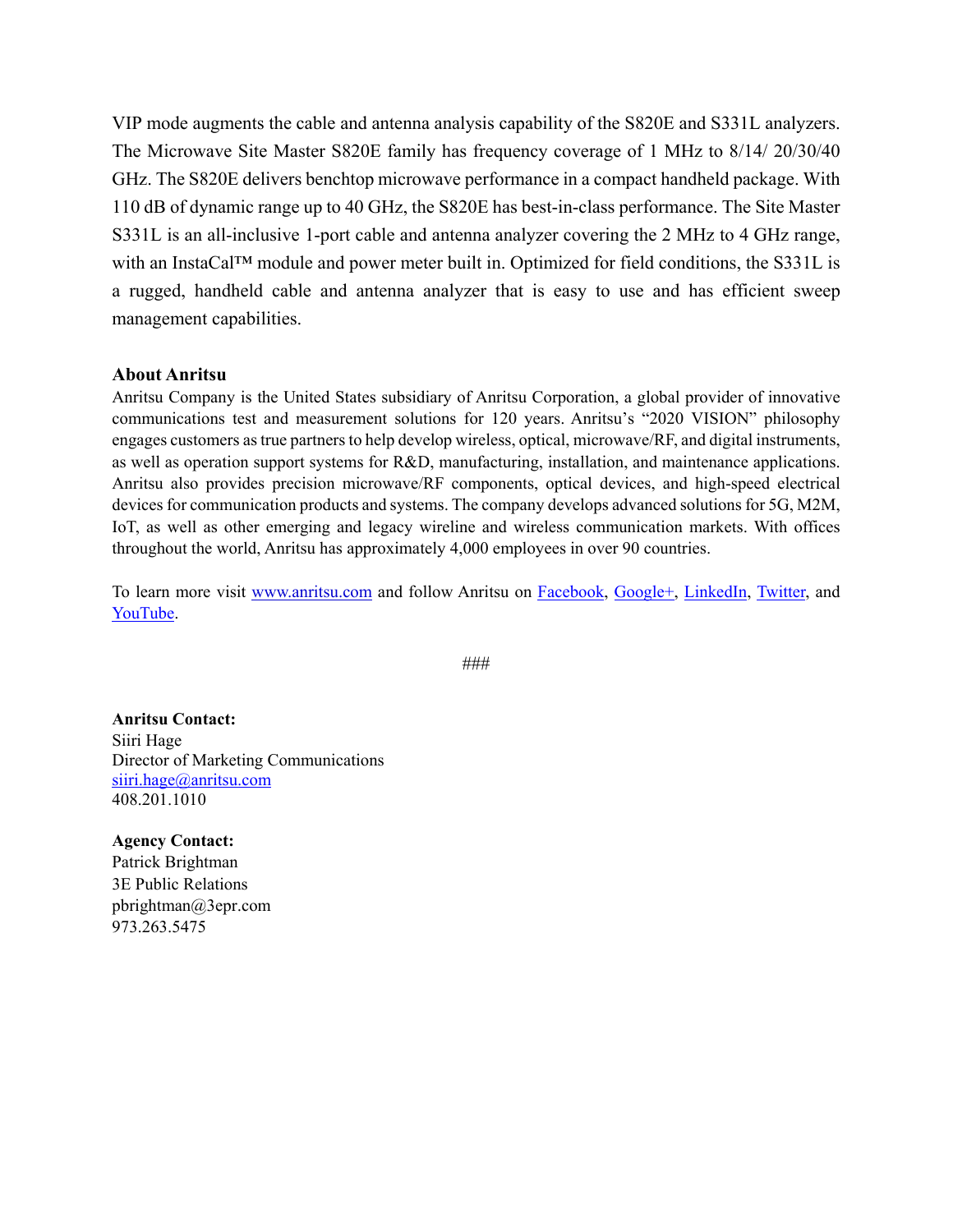VIP mode augments the cable and antenna analysis capability of the S820E and S331L analyzers. The Microwave Site Master S820E family has frequency coverage of 1 MHz to 8/14/ 20/30/40 GHz. The S820E delivers benchtop microwave performance in a compact handheld package. With 110 dB of dynamic range up to 40 GHz, the S820E has best-in-class performance. The Site Master S331L is an all-inclusive 1-port cable and antenna analyzer covering the 2 MHz to 4 GHz range, with an InstaCal™ module and power meter built in. Optimized for field conditions, the S331L is a rugged, handheld cable and antenna analyzer that is easy to use and has efficient sweep management capabilities.

**About Anritsu**

Anritsu Company is the United States subsidiary of Anritsu Corporation, a global provider of innovative communications test and measurement solutions for 120 years. Anritsu's "2020 VISION" philosophy engages customers as true partners to help develop wireless, optical, microwave/RF, and digital instruments, as well as operation support systems for R&D, manufacturing, installation, and maintenance applications. Anritsu also provides precision microwave/RF components, optical devices, and high-speed electrical devices for communication products and systems. The company develops advanced solutions for 5G, M2M, IoT, as well as other emerging and legacy wireline and wireless communication markets. With offices throughout the world, Anritsu has approximately 4,000 employees in over 90 countries.

To learn more visit www.anritsu.com and follow Anritsu on Facebook, Google+, LinkedIn, Twitter, and YouTube.

###

**Anritsu Contact:**
Siiri Hage
Director of Marketing Communications
siiri.hage@anritsu.com
408.201.1010

**Agency Contact:**
Patrick Brightman
3E Public Relations
pbrightman@3epr.com
973.263.5475